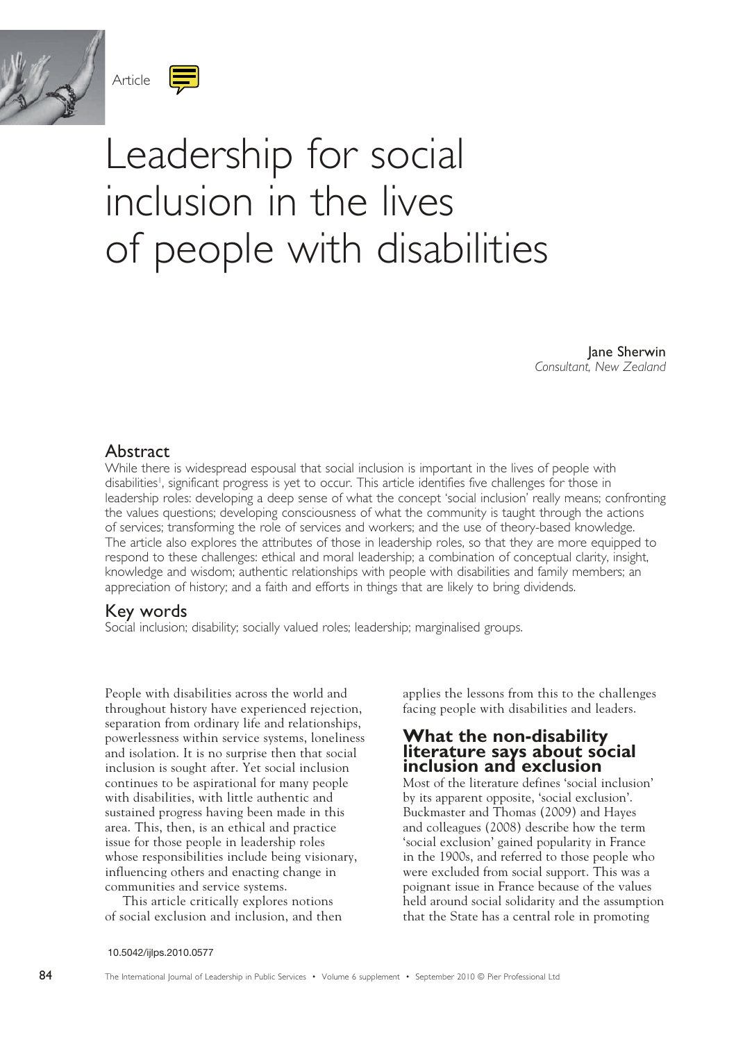Article

# Leadership for social inclusion in the lives of people with disabilities

Jane Sherwin
*Consultant, New Zealand*

## Abstract

While there is widespread espousal that social inclusion is important in the lives of people with disabilities[1], significant progress is yet to occur. This article identifies five challenges for those in leadership roles: developing a deep sense of what the concept 'social inclusion' really means; confronting the values questions; developing consciousness of what the community is taught through the actions of services; transforming the role of services and workers; and the use of theory-based knowledge. The article also explores the attributes of those in leadership roles, so that they are more equipped to respond to these challenges: ethical and moral leadership; a combination of conceptual clarity, insight, knowledge and wisdom; authentic relationships with people with disabilities and family members; an appreciation of history; and a faith and efforts in things that are likely to bring dividends.

## Key words

Social inclusion; disability; socially valued roles; leadership; marginalised groups.

People with disabilities across the world and throughout history have experienced rejection, separation from ordinary life and relationships, powerlessness within service systems, loneliness and isolation. It is no surprise then that social inclusion is sought after. Yet social inclusion continues to be aspirational for many people with disabilities, with little authentic and sustained progress having been made in this area. This, then, is an ethical and practice issue for those people in leadership roles whose responsibilities include being visionary, influencing others and enacting change in communities and service systems.

This article critically explores notions of social exclusion and inclusion, and then applies the lessons from this to the challenges facing people with disabilities and leaders.

## What the non-disability literature says about social inclusion and exclusion

Most of the literature defines 'social inclusion' by its apparent opposite, 'social exclusion'. Buckmaster and Thomas (2009) and Hayes and colleagues (2008) describe how the term 'social exclusion' gained popularity in France in the 1900s, and referred to those people who were excluded from social support. This was a poignant issue in France because of the values held around social solidarity and the assumption that the State has a central role in promoting

10.5042/ijlps.2010.0577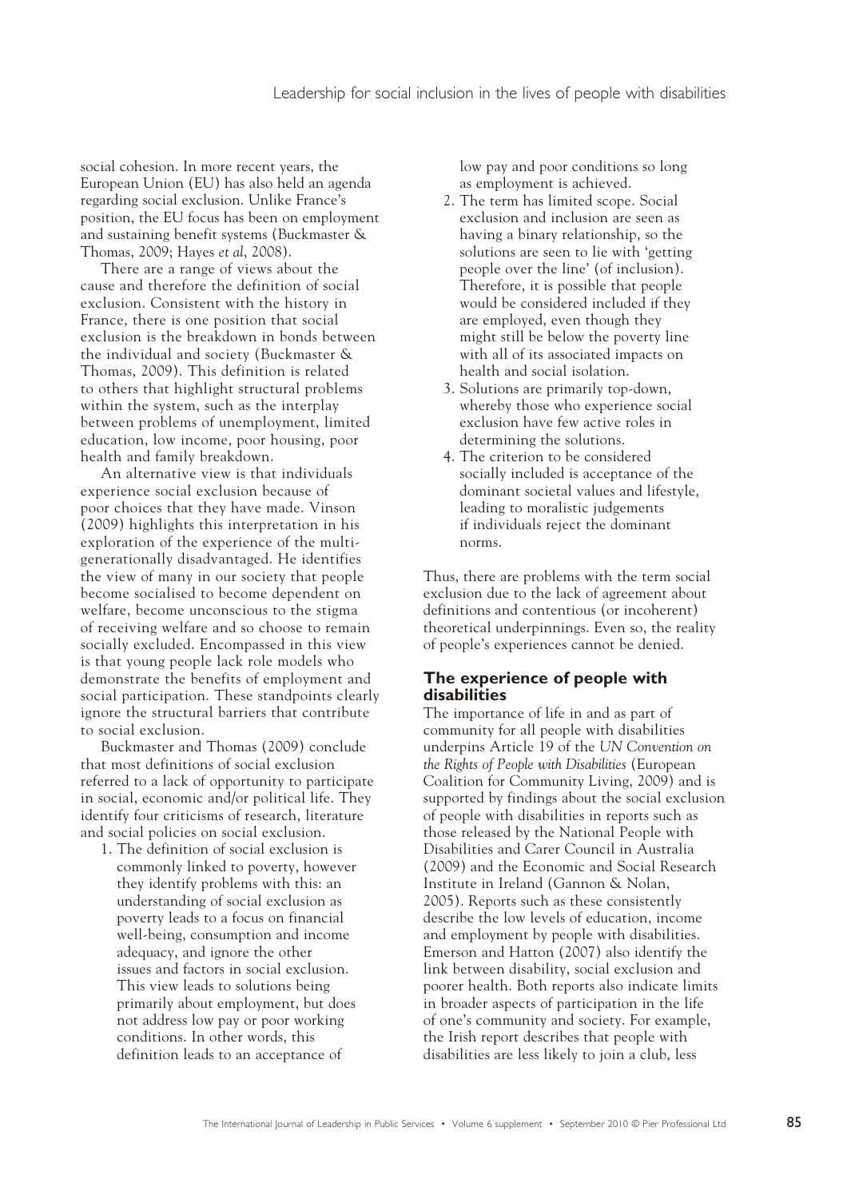social cohesion. In more recent years, the European Union (EU) has also held an agenda regarding social exclusion. Unlike France's position, the EU focus has been on employment and sustaining benefit systems (Buckmaster & Thomas, 2009; Hayes *et al*, 2008).

There are a range of views about the cause and therefore the definition of social exclusion. Consistent with the history in France, there is one position that social exclusion is the breakdown in bonds between the individual and society (Buckmaster & Thomas, 2009). This definition is related to others that highlight structural problems within the system, such as the interplay between problems of unemployment, limited education, low income, poor housing, poor health and family breakdown.

An alternative view is that individuals experience social exclusion because of poor choices that they have made. Vinson (2009) highlights this interpretation in his exploration of the experience of the multi-generationally disadvantaged. He identifies the view of many in our society that people become socialised to become dependent on welfare, become unconscious to the stigma of receiving welfare and so choose to remain socially excluded. Encompassed in this view is that young people lack role models who demonstrate the benefits of employment and social participation. These standpoints clearly ignore the structural barriers that contribute to social exclusion.

Buckmaster and Thomas (2009) conclude that most definitions of social exclusion referred to a lack of opportunity to participate in social, economic and/or political life. They identify four criticisms of research, literature and social policies on social exclusion.

1. The definition of social exclusion is commonly linked to poverty, however they identify problems with this: an understanding of social exclusion as poverty leads to a focus on financial well-being, consumption and income adequacy, and ignore the other issues and factors in social exclusion. This view leads to solutions being primarily about employment, but does not address low pay or poor working conditions. In other words, this definition leads to an acceptance of low pay and poor conditions so long as employment is achieved.
2. The term has limited scope. Social exclusion and inclusion are seen as having a binary relationship, so the solutions are seen to lie with 'getting people over the line' (of inclusion). Therefore, it is possible that people would be considered included if they are employed, even though they might still be below the poverty line with all of its associated impacts on health and social isolation.
3. Solutions are primarily top-down, whereby those who experience social exclusion have few active roles in determining the solutions.
4. The criterion to be considered socially included is acceptance of the dominant societal values and lifestyle, leading to moralistic judgements if individuals reject the dominant norms.

Thus, there are problems with the term social exclusion due to the lack of agreement about definitions and contentious (or incoherent) theoretical underpinnings. Even so, the reality of people's experiences cannot be denied.

## The experience of people with disabilities

The importance of life in and as part of community for all people with disabilities underpins Article 19 of the *UN Convention on the Rights of People with Disabilities* (European Coalition for Community Living, 2009) and is supported by findings about the social exclusion of people with disabilities in reports such as those released by the National People with Disabilities and Carer Council in Australia (2009) and the Economic and Social Research Institute in Ireland (Gannon & Nolan, 2005). Reports such as these consistently describe the low levels of education, income and employment by people with disabilities. Emerson and Hatton (2007) also identify the link between disability, social exclusion and poorer health. Both reports also indicate limits in broader aspects of participation in the life of one's community and society. For example, the Irish report describes that people with disabilities are less likely to join a club, less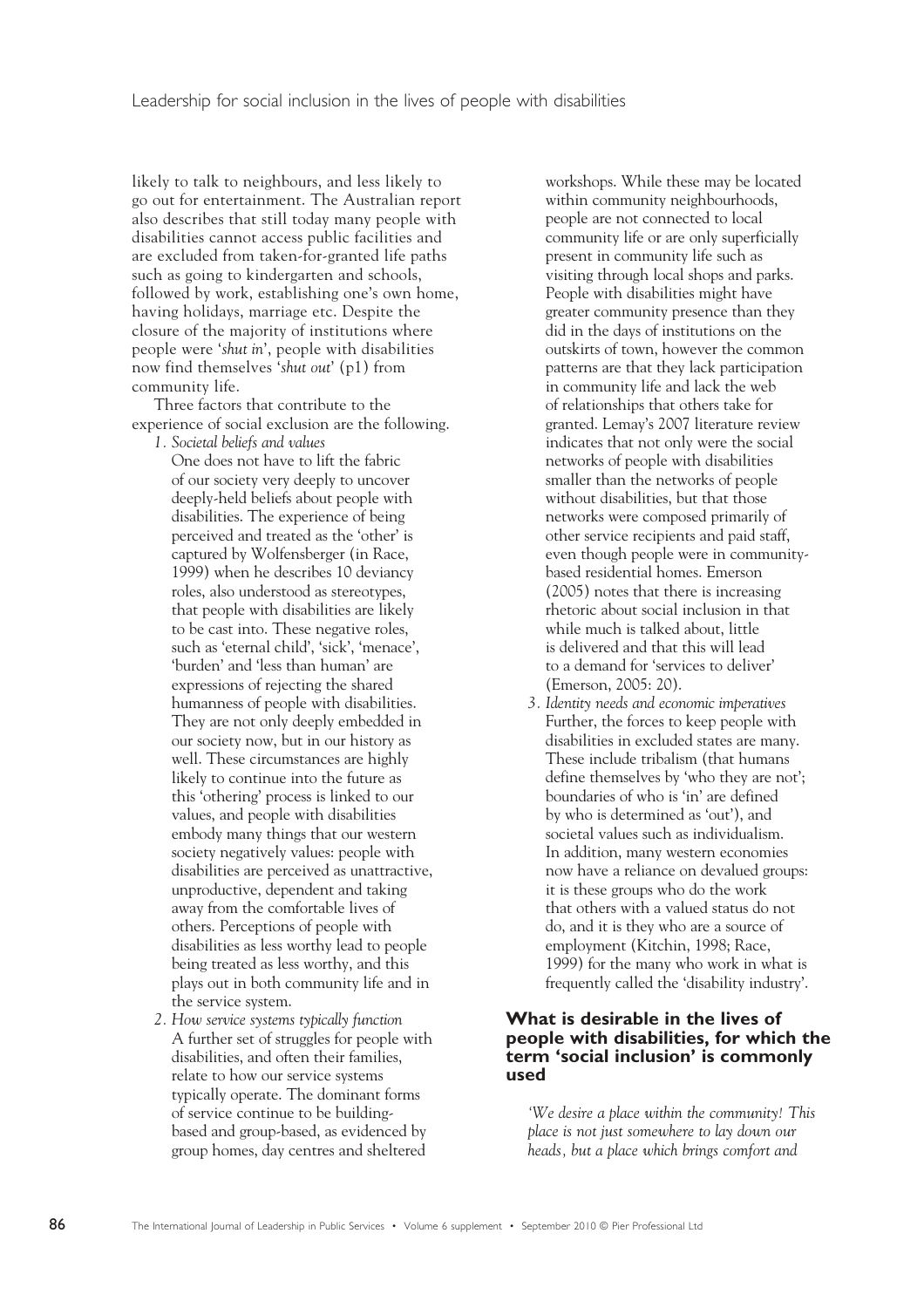likely to talk to neighbours, and less likely to go out for entertainment. The Australian report also describes that still today many people with disabilities cannot access public facilities and are excluded from taken-for-granted life paths such as going to kindergarten and schools, followed by work, establishing one's own home, having holidays, marriage etc. Despite the closure of the majority of institutions where people were '*shut in*', people with disabilities now find themselves '*shut out*' (p1) from community life.

Three factors that contribute to the experience of social exclusion are the following.

1. *Societal beliefs and values*
   One does not have to lift the fabric of our society very deeply to uncover deeply-held beliefs about people with disabilities. The experience of being perceived and treated as the 'other' is captured by Wolfensberger (in Race, 1999) when he describes 10 deviancy roles, also understood as stereotypes, that people with disabilities are likely to be cast into. These negative roles, such as 'eternal child', 'sick', 'menace', 'burden' and 'less than human' are expressions of rejecting the shared humanness of people with disabilities. They are not only deeply embedded in our society now, but in our history as well. These circumstances are highly likely to continue into the future as this 'othering' process is linked to our values, and people with disabilities embody many things that our western society negatively values: people with disabilities are perceived as unattractive, unproductive, dependent and taking away from the comfortable lives of others. Perceptions of people with disabilities as less worthy lead to people being treated as less worthy, and this plays out in both community life and in the service system.
2. *How service systems typically function*
   A further set of struggles for people with disabilities, and often their families, relate to how our service systems typically operate. The dominant forms of service continue to be building-based and group-based, as evidenced by group homes, day centres and sheltered workshops. While these may be located within community neighbourhoods, people are not connected to local community life or are only superficially present in community life such as visiting through local shops and parks. People with disabilities might have greater community presence than they did in the days of institutions on the outskirts of town, however the common patterns are that they lack participation in community life and lack the web of relationships that others take for granted. Lemay's 2007 literature review indicates that not only were the social networks of people with disabilities smaller than the networks of people without disabilities, but that those networks were composed primarily of other service recipients and paid staff, even though people were in community-based residential homes. Emerson (2005) notes that there is increasing rhetoric about social inclusion in that while much is talked about, little is delivered and that this will lead to a demand for 'services to deliver' (Emerson, 2005: 20).
3. *Identity needs and economic imperatives*
   Further, the forces to keep people with disabilities in excluded states are many. These include tribalism (that humans define themselves by 'who they are not'; boundaries of who is 'in' are defined by who is determined as 'out'), and societal values such as individualism. In addition, many western economies now have a reliance on devalued groups: it is these groups who do the work that others with a valued status do not do, and it is they who are a source of employment (Kitchin, 1998; Race, 1999) for the many who work in what is frequently called the 'disability industry'.

## What is desirable in the lives of people with disabilities, for which the term 'social inclusion' is commonly used

*'We desire a place within the community! This place is not just somewhere to lay down our heads, but a place which brings comfort and*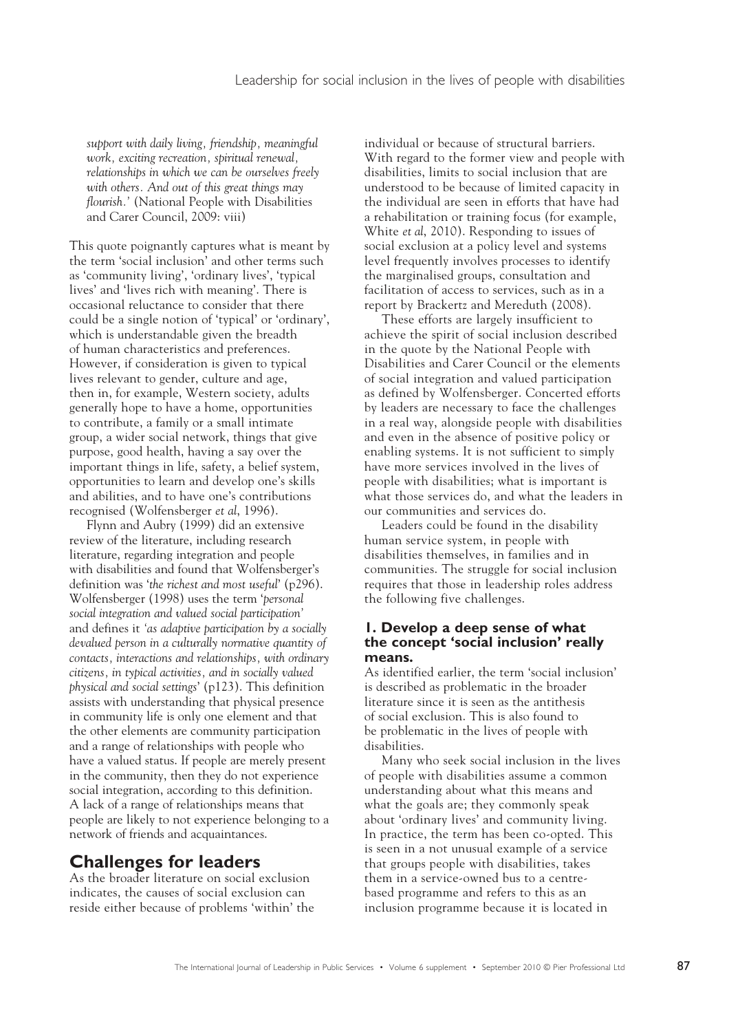*support with daily living, friendship, meaningful work, exciting recreation, spiritual renewal, relationships in which we can be ourselves freely with others. And out of this great things may flourish.'* (National People with Disabilities and Carer Council, 2009: viii)

This quote poignantly captures what is meant by the term 'social inclusion' and other terms such as 'community living', 'ordinary lives', 'typical lives' and 'lives rich with meaning'. There is occasional reluctance to consider that there could be a single notion of 'typical' or 'ordinary', which is understandable given the breadth of human characteristics and preferences. However, if consideration is given to typical lives relevant to gender, culture and age, then in, for example, Western society, adults generally hope to have a home, opportunities to contribute, a family or a small intimate group, a wider social network, things that give purpose, good health, having a say over the important things in life, safety, a belief system, opportunities to learn and develop one's skills and abilities, and to have one's contributions recognised (Wolfensberger *et al*, 1996).

Flynn and Aubry (1999) did an extensive review of the literature, including research literature, regarding integration and people with disabilities and found that Wolfensberger's definition was '*the richest and most useful*' (p296). Wolfensberger (1998) uses the term '*personal social integration and valued social participation*' and defines it *'as adaptive participation by a socially devalued person in a culturally normative quantity of contacts, interactions and relationships, with ordinary citizens, in typical activities, and in socially valued physical and social settings*' (p123). This definition assists with understanding that physical presence in community life is only one element and that the other elements are community participation and a range of relationships with people who have a valued status. If people are merely present in the community, then they do not experience social integration, according to this definition. A lack of a range of relationships means that people are likely to not experience belonging to a network of friends and acquaintances.

## Challenges for leaders

As the broader literature on social exclusion indicates, the causes of social exclusion can reside either because of problems 'within' the individual or because of structural barriers. With regard to the former view and people with disabilities, limits to social inclusion that are understood to be because of limited capacity in the individual are seen in efforts that have had a rehabilitation or training focus (for example, White *et al*, 2010). Responding to issues of social exclusion at a policy level and systems level frequently involves processes to identify the marginalised groups, consultation and facilitation of access to services, such as in a report by Brackertz and Mereduth (2008).

These efforts are largely insufficient to achieve the spirit of social inclusion described in the quote by the National People with Disabilities and Carer Council or the elements of social integration and valued participation as defined by Wolfensberger. Concerted efforts by leaders are necessary to face the challenges in a real way, alongside people with disabilities and even in the absence of positive policy or enabling systems. It is not sufficient to simply have more services involved in the lives of people with disabilities; what is important is what those services do, and what the leaders in our communities and services do.

Leaders could be found in the disability human service system, in people with disabilities themselves, in families and in communities. The struggle for social inclusion requires that those in leadership roles address the following five challenges.

### 1. Develop a deep sense of what the concept 'social inclusion' really means.

As identified earlier, the term 'social inclusion' is described as problematic in the broader literature since it is seen as the antithesis of social exclusion. This is also found to be problematic in the lives of people with disabilities.

Many who seek social inclusion in the lives of people with disabilities assume a common understanding about what this means and what the goals are; they commonly speak about 'ordinary lives' and community living. In practice, the term has been co-opted. This is seen in a not unusual example of a service that groups people with disabilities, takes them in a service-owned bus to a centre-based programme and refers to this as an inclusion programme because it is located in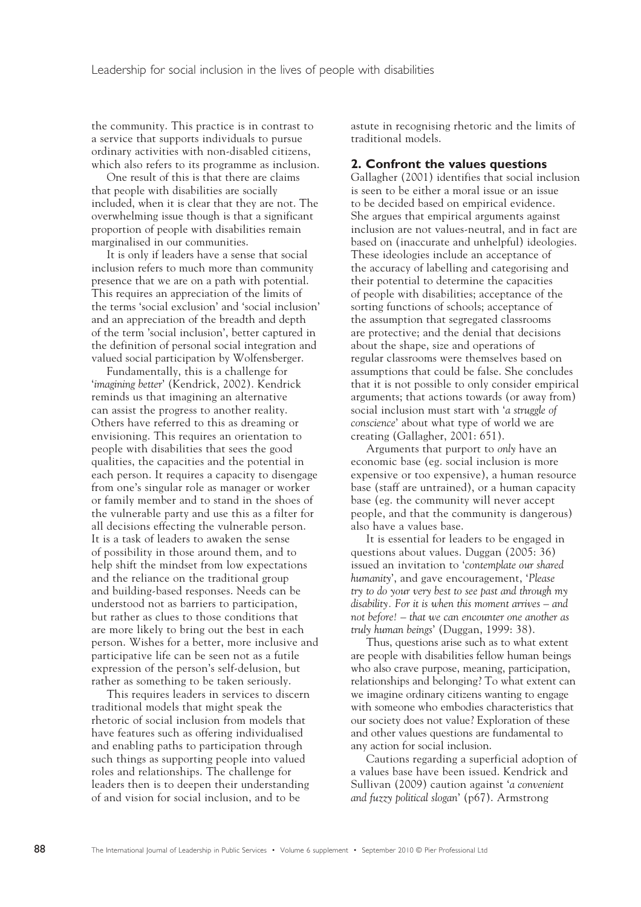the community. This practice is in contrast to a service that supports individuals to pursue ordinary activities with non-disabled citizens, which also refers to its programme as inclusion.

One result of this is that there are claims that people with disabilities are socially included, when it is clear that they are not. The overwhelming issue though is that a significant proportion of people with disabilities remain marginalised in our communities.

It is only if leaders have a sense that social inclusion refers to much more than community presence that we are on a path with potential. This requires an appreciation of the limits of the terms 'social exclusion' and 'social inclusion' and an appreciation of the breadth and depth of the term 'social inclusion', better captured in the definition of personal social integration and valued social participation by Wolfensberger.

Fundamentally, this is a challenge for '*imagining better*' (Kendrick, 2002). Kendrick reminds us that imagining an alternative can assist the progress to another reality. Others have referred to this as dreaming or envisioning. This requires an orientation to people with disabilities that sees the good qualities, the capacities and the potential in each person. It requires a capacity to disengage from one's singular role as manager or worker or family member and to stand in the shoes of the vulnerable party and use this as a filter for all decisions effecting the vulnerable person. It is a task of leaders to awaken the sense of possibility in those around them, and to help shift the mindset from low expectations and the reliance on the traditional group and building-based responses. Needs can be understood not as barriers to participation, but rather as clues to those conditions that are more likely to bring out the best in each person. Wishes for a better, more inclusive and participative life can be seen not as a futile expression of the person's self-delusion, but rather as something to be taken seriously.

This requires leaders in services to discern traditional models that might speak the rhetoric of social inclusion from models that have features such as offering individualised and enabling paths to participation through such things as supporting people into valued roles and relationships. The challenge for leaders then is to deepen their understanding of and vision for social inclusion, and to be astute in recognising rhetoric and the limits of traditional models.

## 2. Confront the values questions

Gallagher (2001) identifies that social inclusion is seen to be either a moral issue or an issue to be decided based on empirical evidence. She argues that empirical arguments against inclusion are not values-neutral, and in fact are based on (inaccurate and unhelpful) ideologies. These ideologies include an acceptance of the accuracy of labelling and categorising and their potential to determine the capacities of people with disabilities; acceptance of the sorting functions of schools; acceptance of the assumption that segregated classrooms are protective; and the denial that decisions about the shape, size and operations of regular classrooms were themselves based on assumptions that could be false. She concludes that it is not possible to only consider empirical arguments; that actions towards (or away from) social inclusion must start with '*a struggle of conscience*' about what type of world we are creating (Gallagher, 2001: 651).

Arguments that purport to *only* have an economic base (eg. social inclusion is more expensive or too expensive), a human resource base (staff are untrained), or a human capacity base (eg. the community will never accept people, and that the community is dangerous) also have a values base.

It is essential for leaders to be engaged in questions about values. Duggan (2005: 36) issued an invitation to '*contemplate our shared humanity*', and gave encouragement, '*Please try to do your very best to see past and through my disability. For it is when this moment arrives – and not before! – that we can encounter one another as truly human beings*' (Duggan, 1999: 38).

Thus, questions arise such as to what extent are people with disabilities fellow human beings who also crave purpose, meaning, participation, relationships and belonging? To what extent can we imagine ordinary citizens wanting to engage with someone who embodies characteristics that our society does not value? Exploration of these and other values questions are fundamental to any action for social inclusion.

Cautions regarding a superficial adoption of a values base have been issued. Kendrick and Sullivan (2009) caution against '*a convenient and fuzzy political slogan*' (p67). Armstrong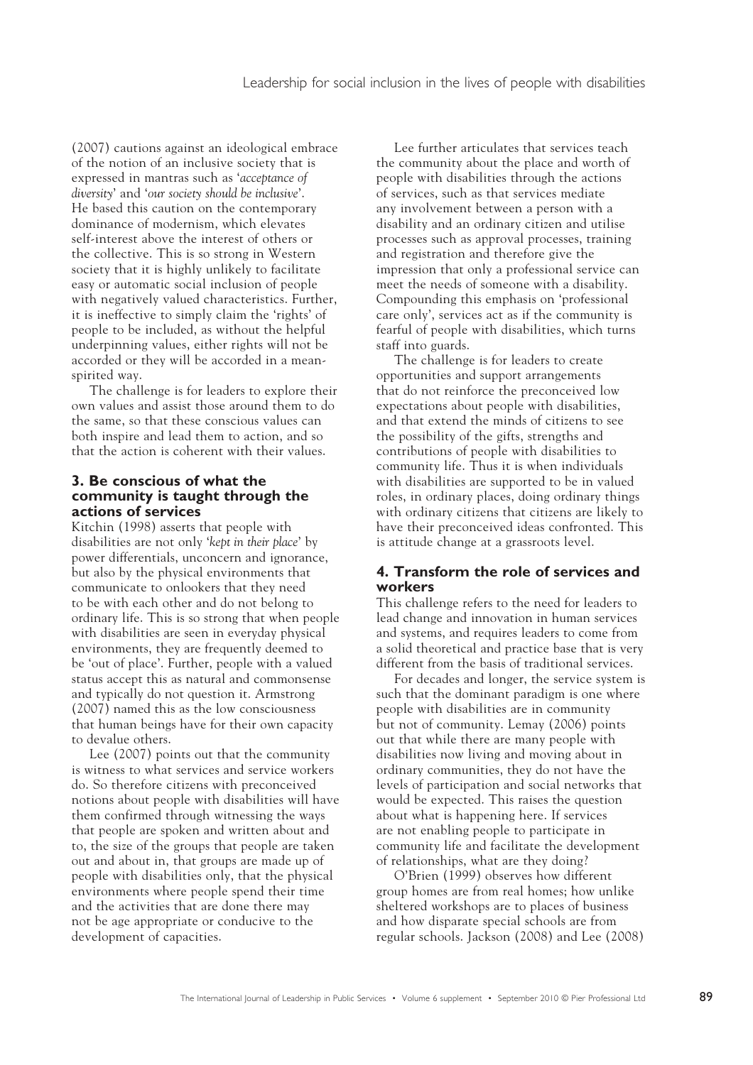(2007) cautions against an ideological embrace of the notion of an inclusive society that is expressed in mantras such as '*acceptance of diversity*' and '*our society should be inclusive*'. He based this caution on the contemporary dominance of modernism, which elevates self-interest above the interest of others or the collective. This is so strong in Western society that it is highly unlikely to facilitate easy or automatic social inclusion of people with negatively valued characteristics. Further, it is ineffective to simply claim the 'rights' of people to be included, as without the helpful underpinning values, either rights will not be accorded or they will be accorded in a mean-spirited way.

The challenge is for leaders to explore their own values and assist those around them to do the same, so that these conscious values can both inspire and lead them to action, and so that the action is coherent with their values.

### 3. Be conscious of what the community is taught through the actions of services

Kitchin (1998) asserts that people with disabilities are not only '*kept in their place*' by power differentials, unconcern and ignorance, but also by the physical environments that communicate to onlookers that they need to be with each other and do not belong to ordinary life. This is so strong that when people with disabilities are seen in everyday physical environments, they are frequently deemed to be 'out of place'. Further, people with a valued status accept this as natural and commonsense and typically do not question it. Armstrong (2007) named this as the low consciousness that human beings have for their own capacity to devalue others.

Lee (2007) points out that the community is witness to what services and service workers do. So therefore citizens with preconceived notions about people with disabilities will have them confirmed through witnessing the ways that people are spoken and written about and to, the size of the groups that people are taken out and about in, that groups are made up of people with disabilities only, that the physical environments where people spend their time and the activities that are done there may not be age appropriate or conducive to the development of capacities.

Lee further articulates that services teach the community about the place and worth of people with disabilities through the actions of services, such as that services mediate any involvement between a person with a disability and an ordinary citizen and utilise processes such as approval processes, training and registration and therefore give the impression that only a professional service can meet the needs of someone with a disability. Compounding this emphasis on 'professional care only', services act as if the community is fearful of people with disabilities, which turns staff into guards.

The challenge is for leaders to create opportunities and support arrangements that do not reinforce the preconceived low expectations about people with disabilities, and that extend the minds of citizens to see the possibility of the gifts, strengths and contributions of people with disabilities to community life. Thus it is when individuals with disabilities are supported to be in valued roles, in ordinary places, doing ordinary things with ordinary citizens that citizens are likely to have their preconceived ideas confronted. This is attitude change at a grassroots level.

### 4. Transform the role of services and workers

This challenge refers to the need for leaders to lead change and innovation in human services and systems, and requires leaders to come from a solid theoretical and practice base that is very different from the basis of traditional services.

For decades and longer, the service system is such that the dominant paradigm is one where people with disabilities are in community but not of community. Lemay (2006) points out that while there are many people with disabilities now living and moving about in ordinary communities, they do not have the levels of participation and social networks that would be expected. This raises the question about what is happening here. If services are not enabling people to participate in community life and facilitate the development of relationships, what are they doing?

O'Brien (1999) observes how different group homes are from real homes; how unlike sheltered workshops are to places of business and how disparate special schools are from regular schools. Jackson (2008) and Lee (2008)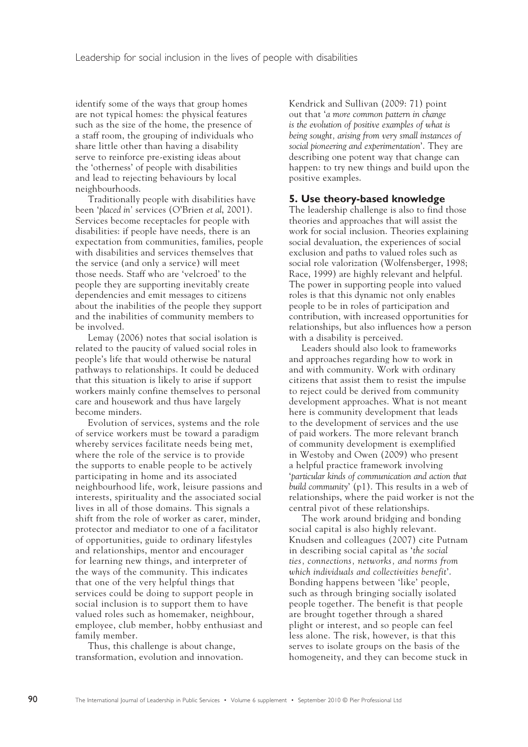identify some of the ways that group homes are not typical homes: the physical features such as the size of the home, the presence of a staff room, the grouping of individuals who share little other than having a disability serve to reinforce pre-existing ideas about the 'otherness' of people with disabilities and lead to rejecting behaviours by local neighbourhoods.

Traditionally people with disabilities have been '*placed in*' services (O'Brien *et al*, 2001). Services become receptacles for people with disabilities: if people have needs, there is an expectation from communities, families, people with disabilities and services themselves that the service (and only a service) will meet those needs. Staff who are 'velcroed' to the people they are supporting inevitably create dependencies and emit messages to citizens about the inabilities of the people they support and the inabilities of community members to be involved.

Lemay (2006) notes that social isolation is related to the paucity of valued social roles in people's life that would otherwise be natural pathways to relationships. It could be deduced that this situation is likely to arise if support workers mainly confine themselves to personal care and housework and thus have largely become minders.

Evolution of services, systems and the role of service workers must be toward a paradigm whereby services facilitate needs being met, where the role of the service is to provide the supports to enable people to be actively participating in home and its associated neighbourhood life, work, leisure passions and interests, spirituality and the associated social lives in all of those domains. This signals a shift from the role of worker as carer, minder, protector and mediator to one of a facilitator of opportunities, guide to ordinary lifestyles and relationships, mentor and encourager for learning new things, and interpreter of the ways of the community. This indicates that one of the very helpful things that services could be doing to support people in social inclusion is to support them to have valued roles such as homemaker, neighbour, employee, club member, hobby enthusiast and family member.

Thus, this challenge is about change, transformation, evolution and innovation. Kendrick and Sullivan (2009: 71) point out that '*a more common pattern in change is the evolution of positive examples of what is being sought, arising from very small instances of social pioneering and experimentation*'. They are describing one potent way that change can happen: to try new things and build upon the positive examples.

## 5. Use theory-based knowledge

The leadership challenge is also to find those theories and approaches that will assist the work for social inclusion. Theories explaining social devaluation, the experiences of social exclusion and paths to valued roles such as social role valorization (Wolfensberger, 1998; Race, 1999) are highly relevant and helpful. The power in supporting people into valued roles is that this dynamic not only enables people to be in roles of participation and contribution, with increased opportunities for relationships, but also influences how a person with a disability is perceived.

Leaders should also look to frameworks and approaches regarding how to work in and with community. Work with ordinary citizens that assist them to resist the impulse to reject could be derived from community development approaches. What is not meant here is community development that leads to the development of services and the use of paid workers. The more relevant branch of community development is exemplified in Westoby and Owen (2009) who present a helpful practice framework involving '*particular kinds of communication and action that build community*' (p1). This results in a web of relationships, where the paid worker is not the central pivot of these relationships.

The work around bridging and bonding social capital is also highly relevant. Knudsen and colleagues (2007) cite Putnam in describing social capital as '*the social ties, connections, networks, and norms from which individuals and collectivities benefit*'. Bonding happens between 'like' people, such as through bringing socially isolated people together. The benefit is that people are brought together through a shared plight or interest, and so people can feel less alone. The risk, however, is that this serves to isolate groups on the basis of the homogeneity, and they can become stuck in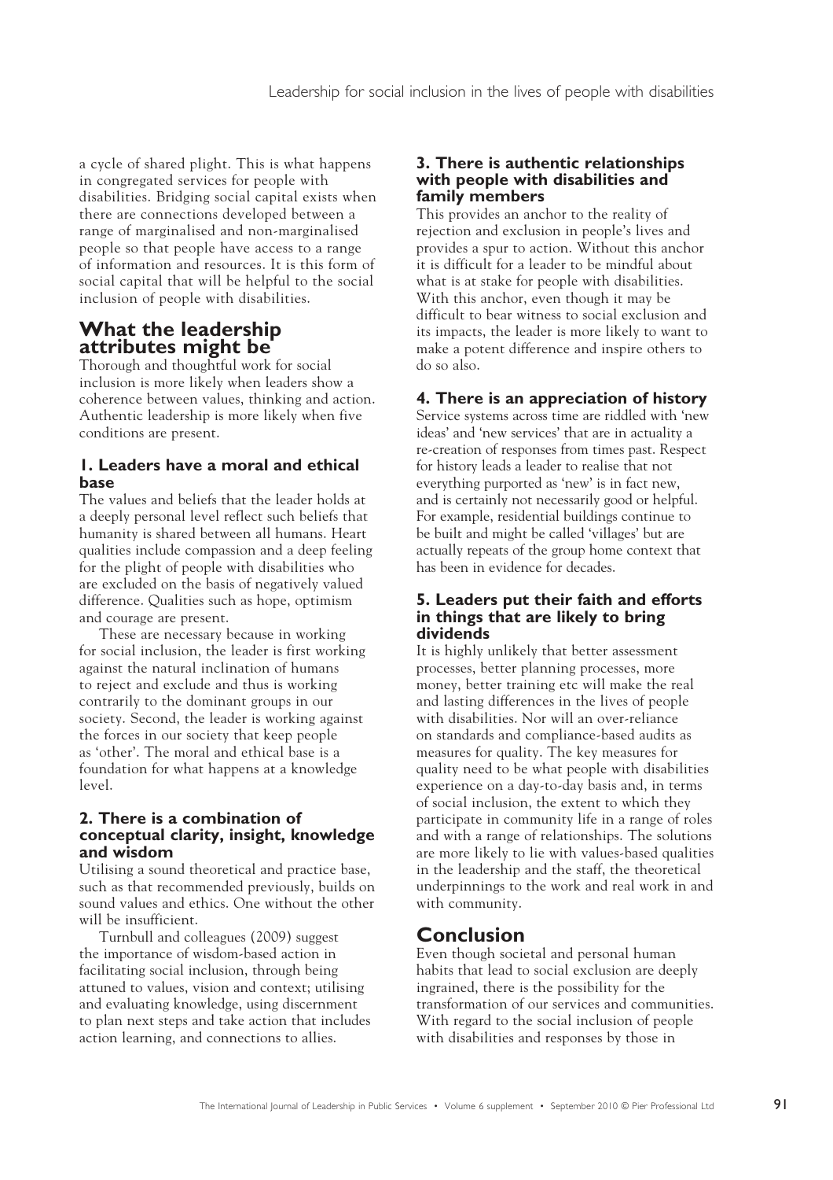a cycle of shared plight. This is what happens in congregated services for people with disabilities. Bridging social capital exists when there are connections developed between a range of marginalised and non-marginalised people so that people have access to a range of information and resources. It is this form of social capital that will be helpful to the social inclusion of people with disabilities.

## What the leadership attributes might be

Thorough and thoughtful work for social inclusion is more likely when leaders show a coherence between values, thinking and action. Authentic leadership is more likely when five conditions are present.

### 1. Leaders have a moral and ethical base

The values and beliefs that the leader holds at a deeply personal level reflect such beliefs that humanity is shared between all humans. Heart qualities include compassion and a deep feeling for the plight of people with disabilities who are excluded on the basis of negatively valued difference. Qualities such as hope, optimism and courage are present.

These are necessary because in working for social inclusion, the leader is first working against the natural inclination of humans to reject and exclude and thus is working contrarily to the dominant groups in our society. Second, the leader is working against the forces in our society that keep people as 'other'. The moral and ethical base is a foundation for what happens at a knowledge level.

### 2. There is a combination of conceptual clarity, insight, knowledge and wisdom

Utilising a sound theoretical and practice base, such as that recommended previously, builds on sound values and ethics. One without the other will be insufficient.

Turnbull and colleagues (2009) suggest the importance of wisdom-based action in facilitating social inclusion, through being attuned to values, vision and context; utilising and evaluating knowledge, using discernment to plan next steps and take action that includes action learning, and connections to allies.

### 3. There is authentic relationships with people with disabilities and family members

This provides an anchor to the reality of rejection and exclusion in people's lives and provides a spur to action. Without this anchor it is difficult for a leader to be mindful about what is at stake for people with disabilities. With this anchor, even though it may be difficult to bear witness to social exclusion and its impacts, the leader is more likely to want to make a potent difference and inspire others to do so also.

### 4. There is an appreciation of history

Service systems across time are riddled with 'new ideas' and 'new services' that are in actuality a re-creation of responses from times past. Respect for history leads a leader to realise that not everything purported as 'new' is in fact new, and is certainly not necessarily good or helpful. For example, residential buildings continue to be built and might be called 'villages' but are actually repeats of the group home context that has been in evidence for decades.

### 5. Leaders put their faith and efforts in things that are likely to bring dividends

It is highly unlikely that better assessment processes, better planning processes, more money, better training etc will make the real and lasting differences in the lives of people with disabilities. Nor will an over-reliance on standards and compliance-based audits as measures for quality. The key measures for quality need to be what people with disabilities experience on a day-to-day basis and, in terms of social inclusion, the extent to which they participate in community life in a range of roles and with a range of relationships. The solutions are more likely to lie with values-based qualities in the leadership and the staff, the theoretical underpinnings to the work and real work in and with community.

## Conclusion

Even though societal and personal human habits that lead to social exclusion are deeply ingrained, there is the possibility for the transformation of our services and communities. With regard to the social inclusion of people with disabilities and responses by those in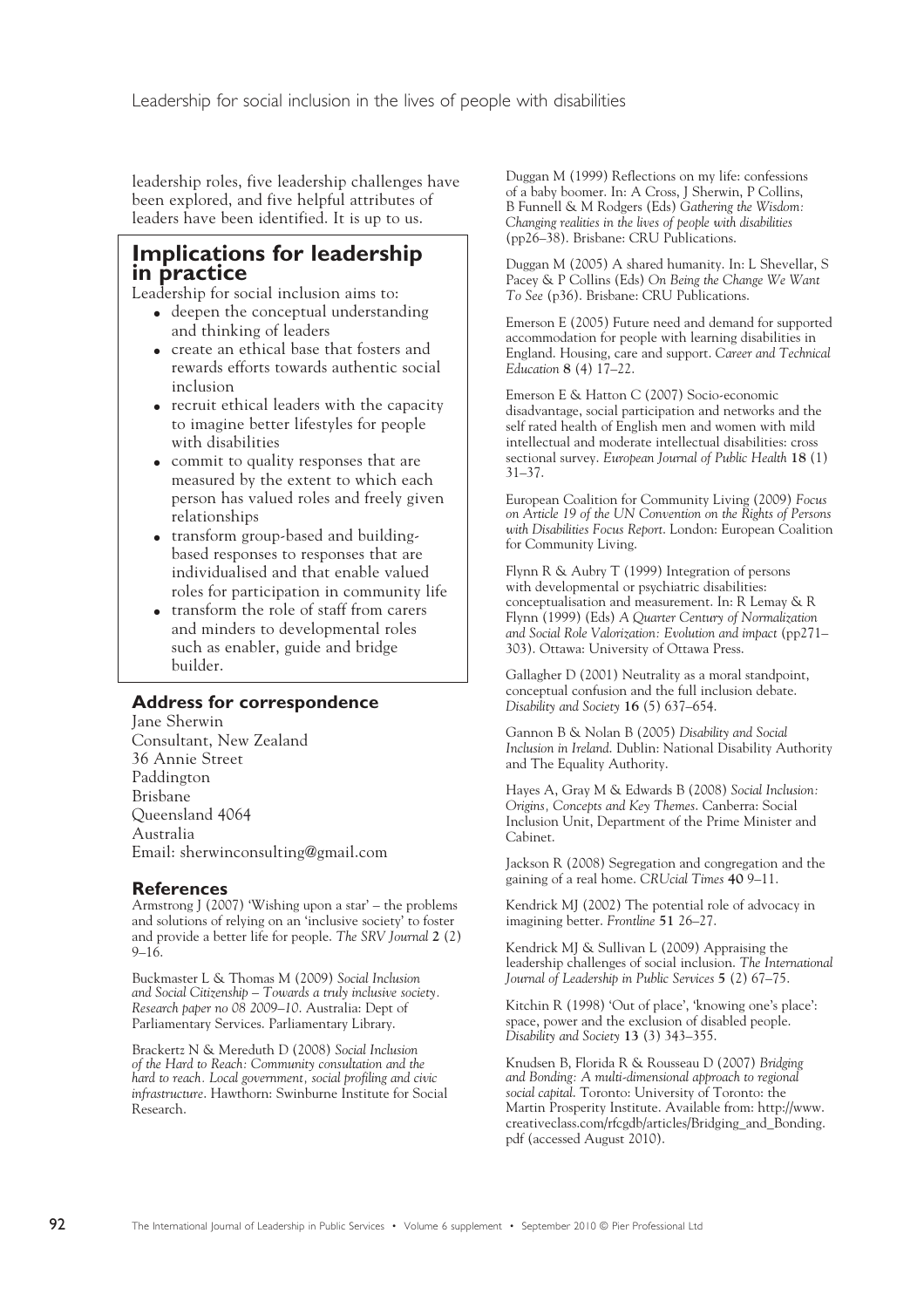leadership roles, five leadership challenges have been explored, and five helpful attributes of leaders have been identified. It is up to us.

## Implications for leadership in practice

Leadership for social inclusion aims to:

- deepen the conceptual understanding and thinking of leaders
- create an ethical base that fosters and rewards efforts towards authentic social inclusion
- recruit ethical leaders with the capacity to imagine better lifestyles for people with disabilities
- commit to quality responses that are measured by the extent to which each person has valued roles and freely given relationships
- transform group-based and building-based responses to responses that are individualised and that enable valued roles for participation in community life
- transform the role of staff from carers and minders to developmental roles such as enabler, guide and bridge builder.

### Address for correspondence

Jane Sherwin
Consultant, New Zealand
36 Annie Street
Paddington
Brisbane
Queensland 4064
Australia
Email: sherwinconsulting@gmail.com

### References

Armstrong J (2007) 'Wishing upon a star' – the problems and solutions of relying on an 'inclusive society' to foster and provide a better life for people. *The SRV Journal* **2** (2) 9–16.

Buckmaster L & Thomas M (2009) *Social Inclusion and Social Citizenship – Towards a truly inclusive society. Research paper no 08 2009–10*. Australia: Dept of Parliamentary Services. Parliamentary Library.

Brackertz N & Mereduth D (2008) *Social Inclusion of the Hard to Reach: Community consultation and the hard to reach. Local government, social profiling and civic infrastructure*. Hawthorn: Swinburne Institute for Social Research.

Duggan M (1999) Reflections on my life: confessions of a baby boomer. In: A Cross, J Sherwin, P Collins, B Funnell & M Rodgers (Eds) *Gathering the Wisdom: Changing realities in the lives of people with disabilities* (pp26–38). Brisbane: CRU Publications.

Duggan M (2005) A shared humanity. In: L Shevellar, S Pacey & P Collins (Eds) *On Being the Change We Want To See* (p36). Brisbane: CRU Publications.

Emerson E (2005) Future need and demand for supported accommodation for people with learning disabilities in England. Housing, care and support. *Career and Technical Education* **8** (4) 17–22.

Emerson E & Hatton C (2007) Socio-economic disadvantage, social participation and networks and the self rated health of English men and women with mild intellectual and moderate intellectual disabilities: cross sectional survey. *European Journal of Public Health* **18** (1) 31–37.

European Coalition for Community Living (2009) *Focus on Article 19 of the UN Convention on the Rights of Persons with Disabilities Focus Report*. London: European Coalition for Community Living.

Flynn R & Aubry T (1999) Integration of persons with developmental or psychiatric disabilities: conceptualisation and measurement. In: R Lemay & R Flynn (1999) (Eds) *A Quarter Century of Normalization and Social Role Valorization: Evolution and impact* (pp271–303). Ottawa: University of Ottawa Press.

Gallagher D (2001) Neutrality as a moral standpoint, conceptual confusion and the full inclusion debate. *Disability and Society* **16** (5) 637–654.

Gannon B & Nolan B (2005) *Disability and Social Inclusion in Ireland*. Dublin: National Disability Authority and The Equality Authority.

Hayes A, Gray M & Edwards B (2008) *Social Inclusion: Origins, Concepts and Key Themes*. Canberra: Social Inclusion Unit, Department of the Prime Minister and Cabinet.

Jackson R (2008) Segregation and congregation and the gaining of a real home. *CRUcial Times* **40** 9–11.

Kendrick MJ (2002) The potential role of advocacy in imagining better. *Frontline* **51** 26–27.

Kendrick MJ & Sullivan L (2009) Appraising the leadership challenges of social inclusion. *The International Journal of Leadership in Public Services* **5** (2) 67–75.

Kitchin R (1998) 'Out of place', 'knowing one's place': space, power and the exclusion of disabled people. *Disability and Society* **13** (3) 343–355.

Knudsen B, Florida R & Rousseau D (2007) *Bridging and Bonding: A multi-dimensional approach to regional social capital*. Toronto: University of Toronto: the Martin Prosperity Institute. Available from: http://www.creativeclass.com/rfcgdb/articles/Bridging_and_Bonding.pdf (accessed August 2010).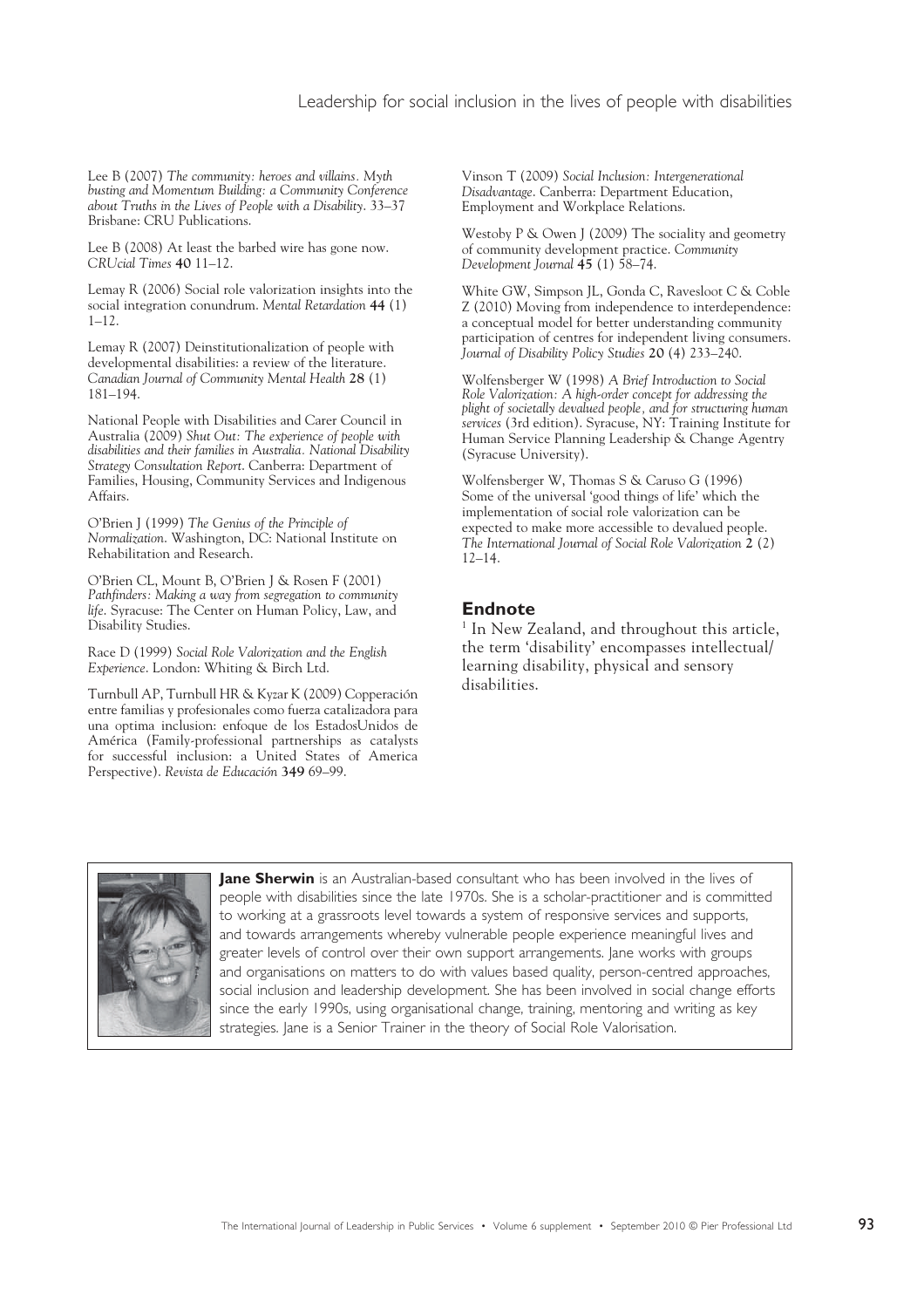Lee B (2007) *The community: heroes and villains. Myth busting and Momentum Building: a Community Conference about Truths in the Lives of People with a Disability*. 33–37 Brisbane: CRU Publications.

Lee B (2008) At least the barbed wire has gone now. *CRUcial Times* **40** 11–12.

Lemay R (2006) Social role valorization insights into the social integration conundrum. *Mental Retardation* **44** (1) 1–12.

Lemay R (2007) Deinstitutionalization of people with developmental disabilities: a review of the literature. *Canadian Journal of Community Mental Health* **28** (1) 181–194.

National People with Disabilities and Carer Council in Australia (2009) *Shut Out: The experience of people with disabilities and their families in Australia. National Disability Strategy Consultation Report*. Canberra: Department of Families, Housing, Community Services and Indigenous Affairs.

O'Brien J (1999) *The Genius of the Principle of Normalization*. Washington, DC: National Institute on Rehabilitation and Research.

O'Brien CL, Mount B, O'Brien J & Rosen F (2001) *Pathfinders: Making a way from segregation to community life*. Syracuse: The Center on Human Policy, Law, and Disability Studies.

Race D (1999) *Social Role Valorization and the English Experience*. London: Whiting & Birch Ltd.

Turnbull AP, Turnbull HR & Kyzar K (2009) Copperación entre familias y profesionales como fuerza catalizadora para una optima inclusion: enfoque de los EstadosUnidos de América (Family-professional partnerships as catalysts for successful inclusion: a United States of America Perspective). *Revista de Educación* **349** 69–99.

Vinson T (2009) *Social Inclusion: Intergenerational Disadvantage*. Canberra: Department Education, Employment and Workplace Relations.

Westoby P & Owen J (2009) The sociality and geometry of community development practice. *Community Development Journal* **45** (1) 58–74.

White GW, Simpson JL, Gonda C, Ravesloot C & Coble Z (2010) Moving from independence to interdependence: a conceptual model for better understanding community participation of centres for independent living consumers. *Journal of Disability Policy Studies* **20** (4) 233–240.

Wolfensberger W (1998) *A Brief Introduction to Social Role Valorization: A high-order concept for addressing the plight of societally devalued people, and for structuring human services* (3rd edition). Syracuse, NY: Training Institute for Human Service Planning Leadership & Change Agentry (Syracuse University).

Wolfensberger W, Thomas S & Caruso G (1996) Some of the universal 'good things of life' which the implementation of social role valorization can be expected to make more accessible to devalued people. *The International Journal of Social Role Valorization* **2** (2) 12–14.

## Endnote

[1] In New Zealand, and throughout this article, the term 'disability' encompasses intellectual/learning disability, physical and sensory disabilities.

**Jane Sherwin** is an Australian-based consultant who has been involved in the lives of people with disabilities since the late 1970s. She is a scholar-practitioner and is committed to working at a grassroots level towards a system of responsive services and supports, and towards arrangements whereby vulnerable people experience meaningful lives and greater levels of control over their own support arrangements. Jane works with groups and organisations on matters to do with values based quality, person-centred approaches, social inclusion and leadership development. She has been involved in social change efforts since the early 1990s, using organisational change, training, mentoring and writing as key strategies. Jane is a Senior Trainer in the theory of Social Role Valorisation.